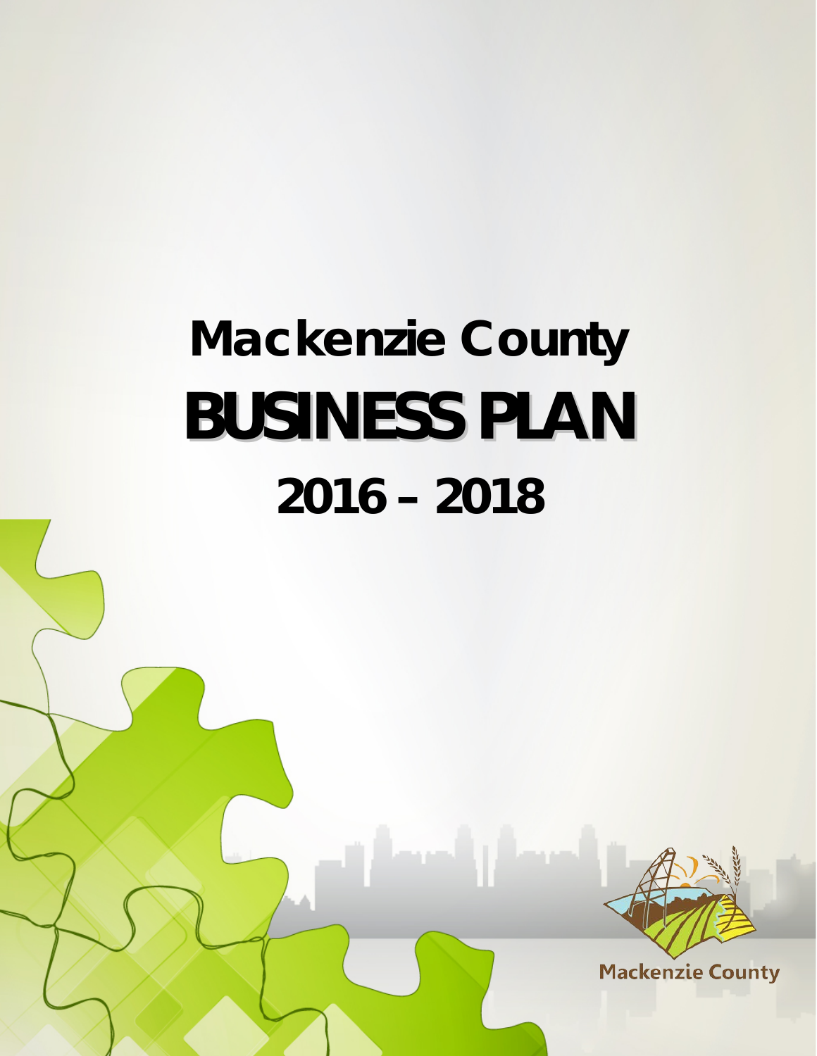# Mackenzie County

# BUSINESS PLAN

## 2016 – 2018

Mackenzie County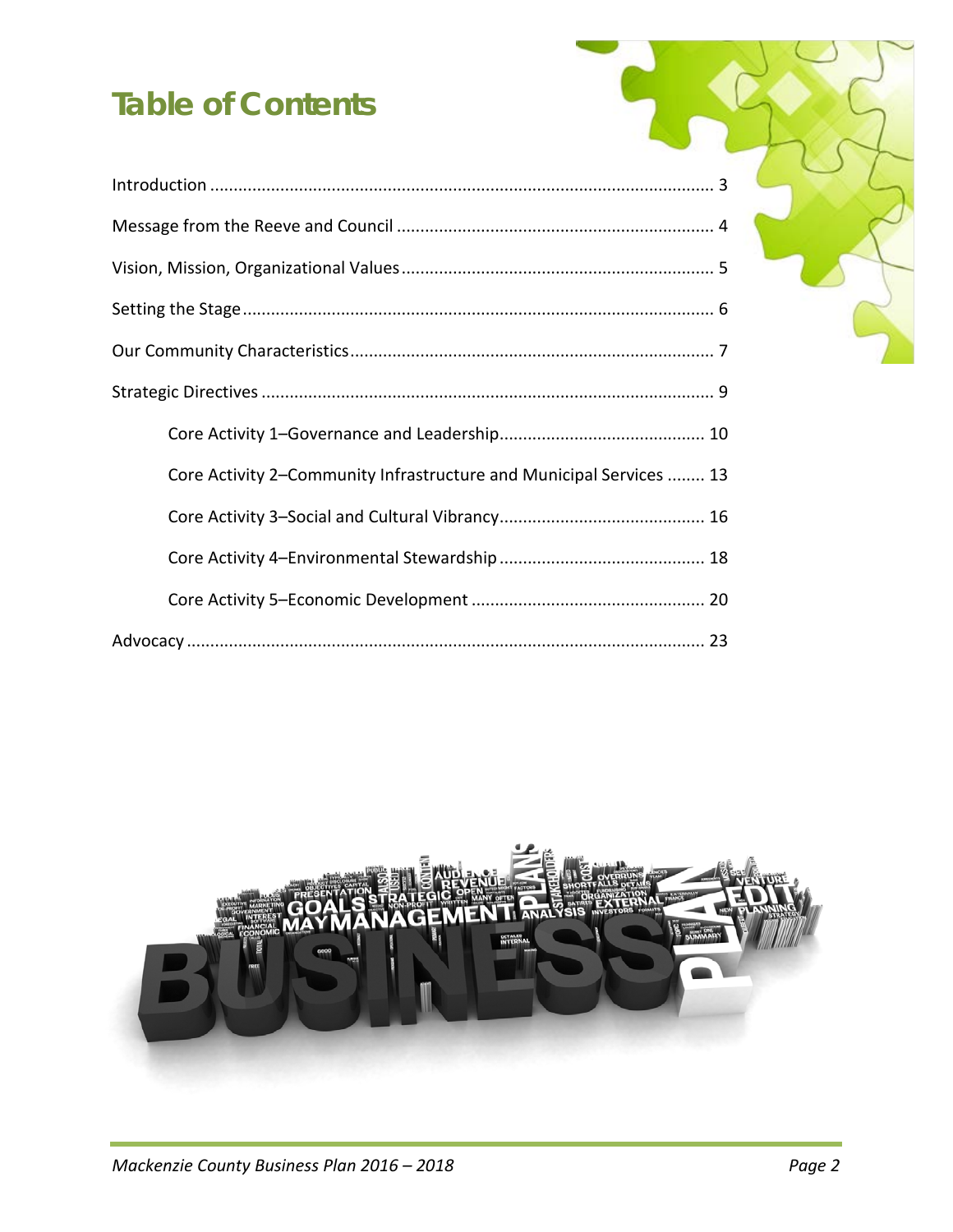# Table of Contents

- Introduction ........ 3
- Message from the Reeve and Council ........ 4
- Vision, Mission, Organizational Values ........ 5
- Setting the Stage ........ 6
- Our Community Characteristics ........ 7
- Strategic Directives ........ 9
  - Core Activity 1–Governance and Leadership ........ 10
  - Core Activity 2–Community Infrastructure and Municipal Services ........ 13
  - Core Activity 3–Social and Cultural Vibrancy ........ 16
  - Core Activity 4–Environmental Stewardship ........ 18
  - Core Activity 5–Economic Development ........ 20
- Advocacy ........ 23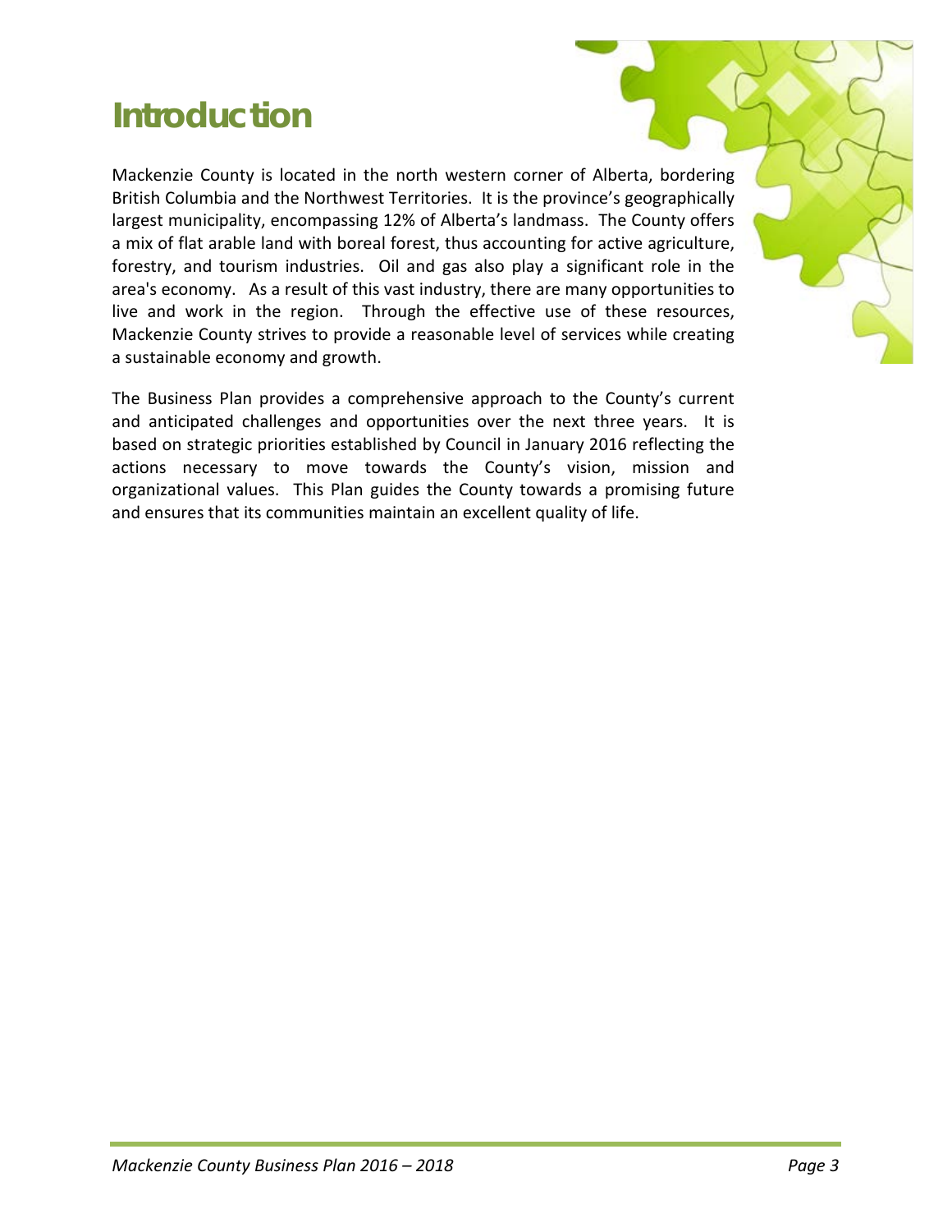# Introduction

Mackenzie County is located in the north western corner of Alberta, bordering British Columbia and the Northwest Territories. It is the province's geographically largest municipality, encompassing 12% of Alberta's landmass. The County offers a mix of flat arable land with boreal forest, thus accounting for active agriculture, forestry, and tourism industries. Oil and gas also play a significant role in the area's economy. As a result of this vast industry, there are many opportunities to live and work in the region. Through the effective use of these resources, Mackenzie County strives to provide a reasonable level of services while creating a sustainable economy and growth.

The Business Plan provides a comprehensive approach to the County's current and anticipated challenges and opportunities over the next three years. It is based on strategic priorities established by Council in January 2016 reflecting the actions necessary to move towards the County's vision, mission and organizational values. This Plan guides the County towards a promising future and ensures that its communities maintain an excellent quality of life.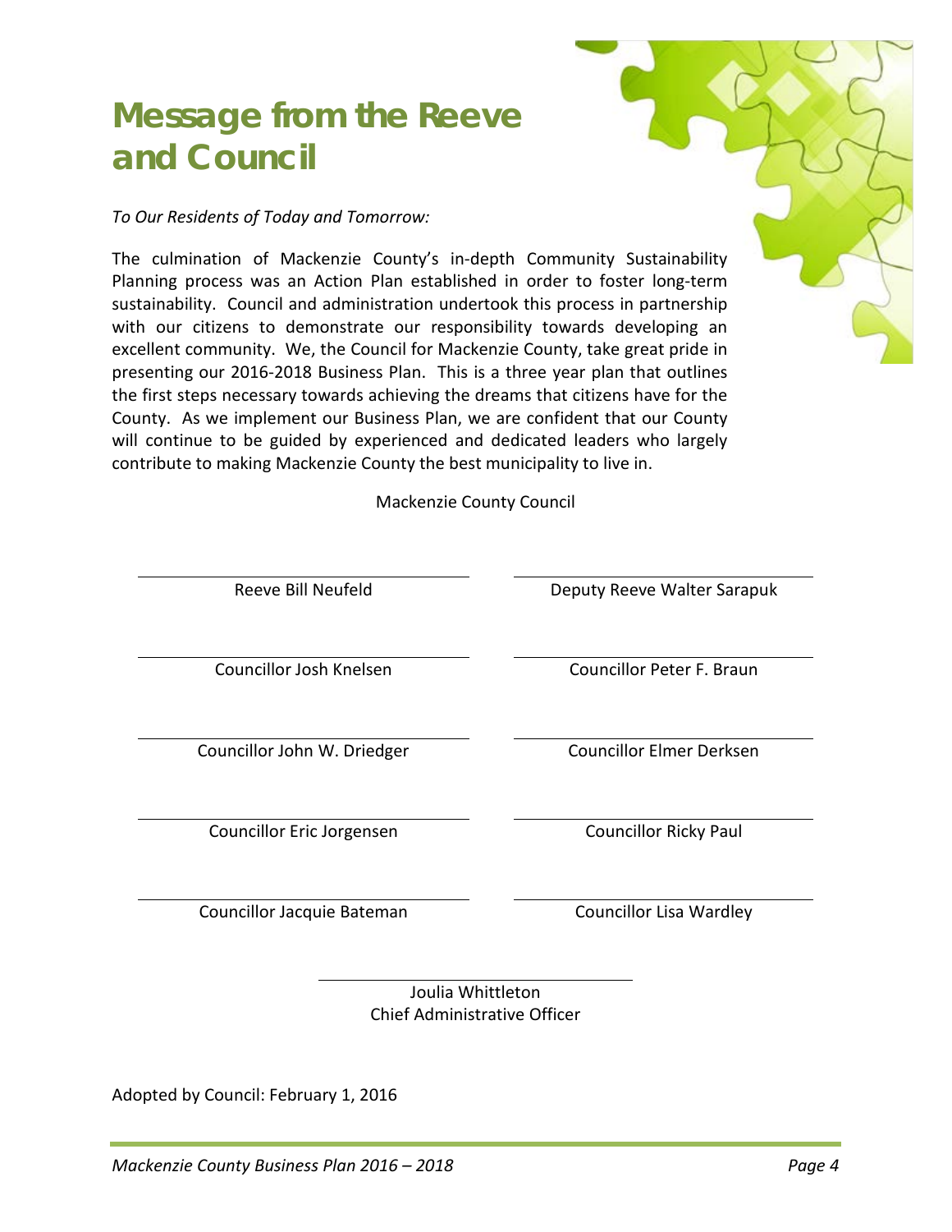# Message from the Reeve and Council

*To Our Residents of Today and Tomorrow:*

The culmination of Mackenzie County's in-depth Community Sustainability Planning process was an Action Plan established in order to foster long-term sustainability. Council and administration undertook this process in partnership with our citizens to demonstrate our responsibility towards developing an excellent community. We, the Council for Mackenzie County, take great pride in presenting our 2016-2018 Business Plan. This is a three year plan that outlines the first steps necessary towards achieving the dreams that citizens have for the County. As we implement our Business Plan, we are confident that our County will continue to be guided by experienced and dedicated leaders who largely contribute to making Mackenzie County the best municipality to live in.

Mackenzie County Council

| | |
|---|---|
| Reeve Bill Neufeld | Deputy Reeve Walter Sarapuk |
| Councillor Josh Knelsen | Councillor Peter F. Braun |
| Councillor John W. Driedger | Councillor Elmer Derksen |
| Councillor Eric Jorgensen | Councillor Ricky Paul |
| Councillor Jacquie Bateman | Councillor Lisa Wardley |

Joulia Whittleton
Chief Administrative Officer

Adopted by Council: February 1, 2016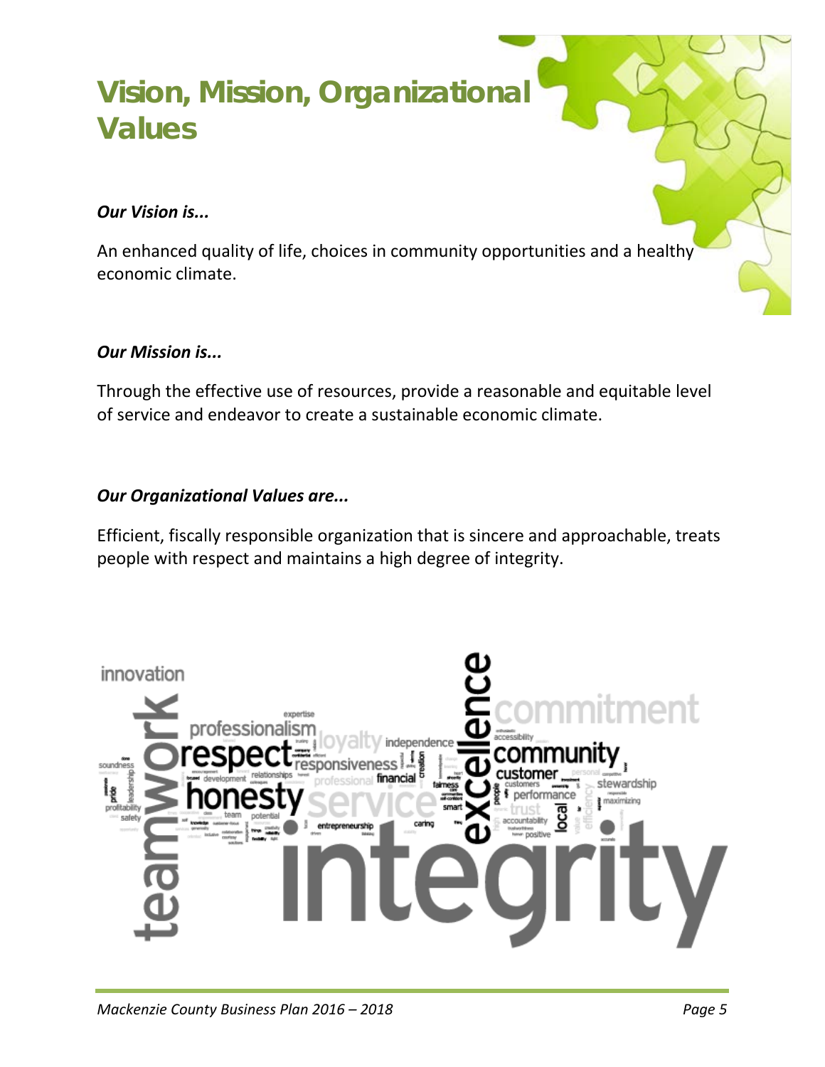# Vision, Mission, Organizational Values

***Our Vision is...***

An enhanced quality of life, choices in community opportunities and a healthy economic climate.

***Our Mission is...***

Through the effective use of resources, provide a reasonable and equitable level of service and endeavor to create a sustainable economic climate.

***Our Organizational Values are...***

Efficient, fiscally responsible organization that is sincere and approachable, treats people with respect and maintains a high degree of integrity.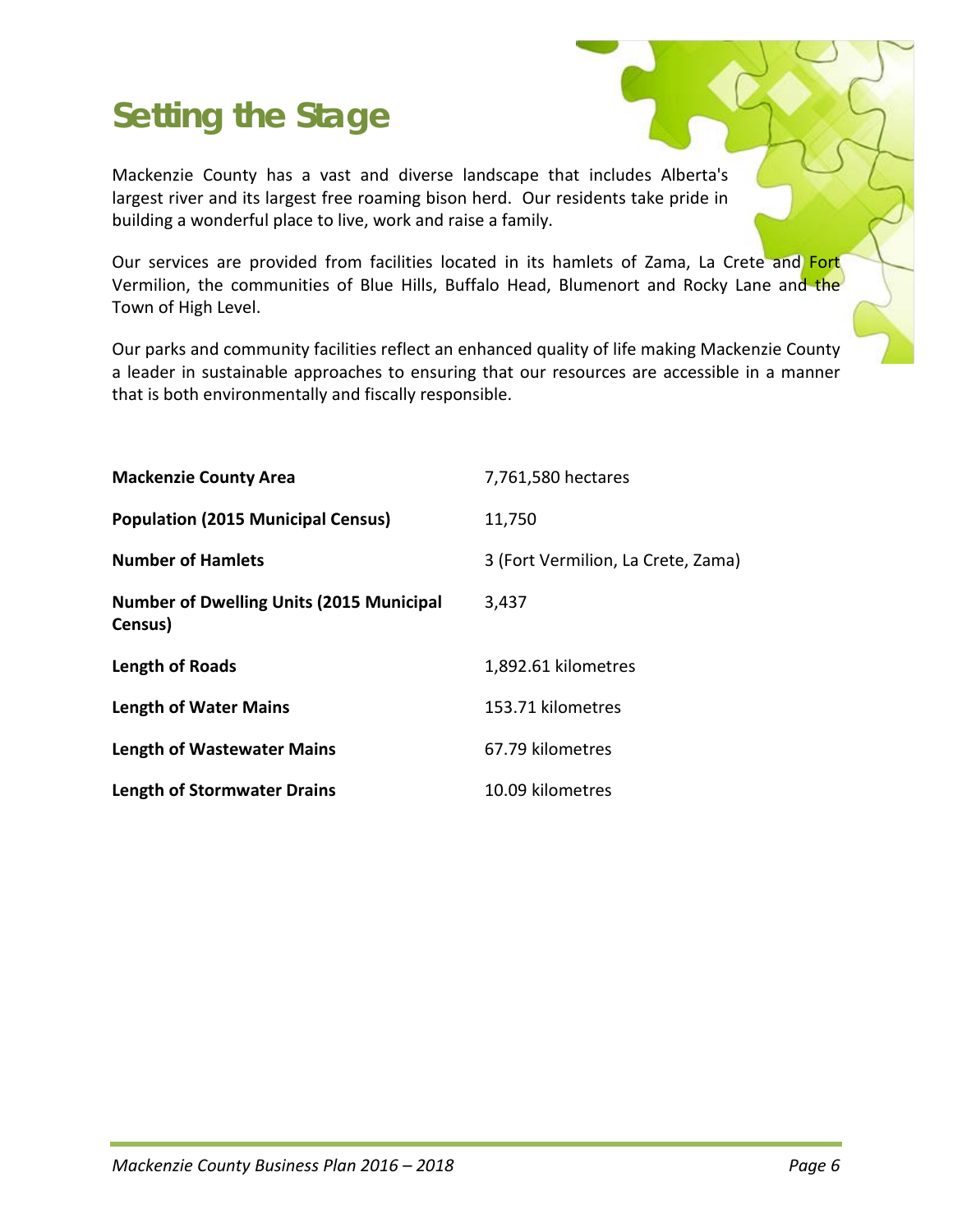# Setting the Stage

Mackenzie County has a vast and diverse landscape that includes Alberta's largest river and its largest free roaming bison herd. Our residents take pride in building a wonderful place to live, work and raise a family.

Our services are provided from facilities located in its hamlets of Zama, La Crete and Fort Vermilion, the communities of Blue Hills, Buffalo Head, Blumenort and Rocky Lane and the Town of High Level.

Our parks and community facilities reflect an enhanced quality of life making Mackenzie County a leader in sustainable approaches to ensuring that our resources are accessible in a manner that is both environmentally and fiscally responsible.

| | |
|---|---|
| **Mackenzie County Area** | 7,761,580 hectares |
| **Population (2015 Municipal Census)** | 11,750 |
| **Number of Hamlets** | 3 (Fort Vermilion, La Crete, Zama) |
| **Number of Dwelling Units (2015 Municipal Census)** | 3,437 |
| **Length of Roads** | 1,892.61 kilometres |
| **Length of Water Mains** | 153.71 kilometres |
| **Length of Wastewater Mains** | 67.79 kilometres |
| **Length of Stormwater Drains** | 10.09 kilometres |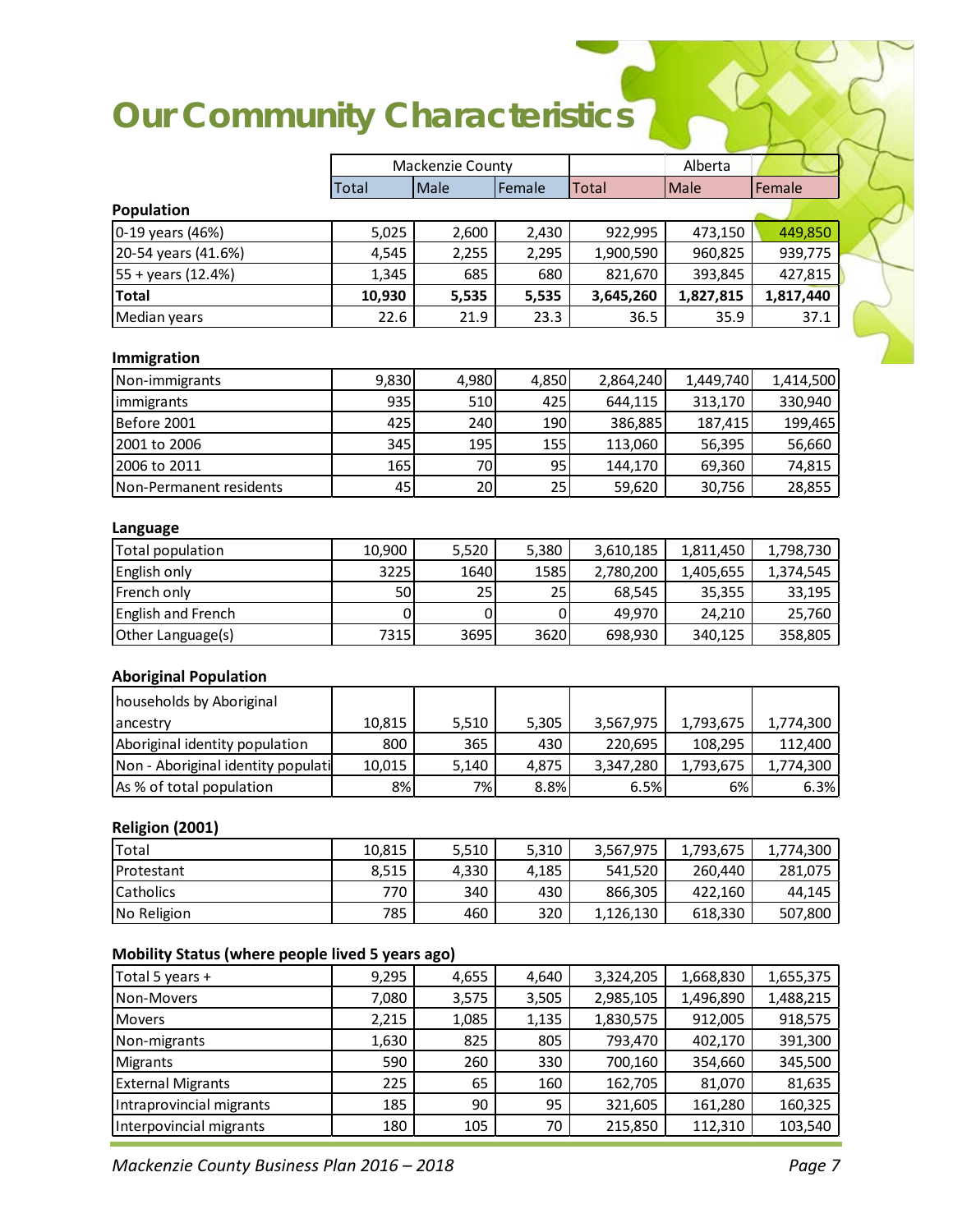# Our Community Characteristics

| | Mackenzie County | | | Alberta | | |
|---|---|---|---|---|---|---|
| | Total | Male | Female | Total | Male | Female |
| **Population** | | | | | | |
| 0-19 years (46%) | 5,025 | 2,600 | 2,430 | 922,995 | 473,150 | 449,850 |
| 20-54 years (41.6%) | 4,545 | 2,255 | 2,295 | 1,900,590 | 960,825 | 939,775 |
| 55 + years (12.4%) | 1,345 | 685 | 680 | 821,670 | 393,845 | 427,815 |
| **Total** | **10,930** | **5,535** | **5,535** | **3,645,260** | **1,827,815** | **1,817,440** |
| Median years | 22.6 | 21.9 | 23.3 | 36.5 | 35.9 | 37.1 |

**Immigration**

| | | | | | | |
|---|---|---|---|---|---|---|
| Non-immigrants | 9,830 | 4,980 | 4,850 | 2,864,240 | 1,449,740 | 1,414,500 |
| immigrants | 935 | 510 | 425 | 644,115 | 313,170 | 330,940 |
| Before 2001 | 425 | 240 | 190 | 386,885 | 187,415 | 199,465 |
| 2001 to 2006 | 345 | 195 | 155 | 113,060 | 56,395 | 56,660 |
| 2006 to 2011 | 165 | 70 | 95 | 144,170 | 69,360 | 74,815 |
| Non-Permanent residents | 45 | 20 | 25 | 59,620 | 30,756 | 28,855 |

**Language**

| | | | | | | |
|---|---|---|---|---|---|---|
| Total population | 10,900 | 5,520 | 5,380 | 3,610,185 | 1,811,450 | 1,798,730 |
| English only | 3225 | 1640 | 1585 | 2,780,200 | 1,405,655 | 1,374,545 |
| French only | 50 | 25 | 25 | 68,545 | 35,355 | 33,195 |
| English and French | 0 | 0 | 0 | 49,970 | 24,210 | 25,760 |
| Other Language(s) | 7315 | 3695 | 3620 | 698,930 | 340,125 | 358,805 |

**Aboriginal Population**

| | | | | | | |
|---|---|---|---|---|---|---|
| households by Aboriginal ancestry | 10,815 | 5,510 | 5,305 | 3,567,975 | 1,793,675 | 1,774,300 |
| Aboriginal identity population | 800 | 365 | 430 | 220,695 | 108,295 | 112,400 |
| Non - Aboriginal identity populati | 10,015 | 5,140 | 4,875 | 3,347,280 | 1,793,675 | 1,774,300 |
| As % of total population | 8% | 7% | 8.8% | 6.5% | 6% | 6.3% |

**Religion (2001)**

| | | | | | | |
|---|---|---|---|---|---|---|
| Total | 10,815 | 5,510 | 5,310 | 3,567,975 | 1,793,675 | 1,774,300 |
| Protestant | 8,515 | 4,330 | 4,185 | 541,520 | 260,440 | 281,075 |
| Catholics | 770 | 340 | 430 | 866,305 | 422,160 | 44,145 |
| No Religion | 785 | 460 | 320 | 1,126,130 | 618,330 | 507,800 |

**Mobility Status (where people lived 5 years ago)**

| | | | | | | |
|---|---|---|---|---|---|---|
| Total 5 years + | 9,295 | 4,655 | 4,640 | 3,324,205 | 1,668,830 | 1,655,375 |
| Non-Movers | 7,080 | 3,575 | 3,505 | 2,985,105 | 1,496,890 | 1,488,215 |
| Movers | 2,215 | 1,085 | 1,135 | 1,830,575 | 912,005 | 918,575 |
| Non-migrants | 1,630 | 825 | 805 | 793,470 | 402,170 | 391,300 |
| Migrants | 590 | 260 | 330 | 700,160 | 354,660 | 345,500 |
| External Migrants | 225 | 65 | 160 | 162,705 | 81,070 | 81,635 |
| Intraprovincial migrants | 185 | 90 | 95 | 321,605 | 161,280 | 160,325 |
| Interpovincial migrants | 180 | 105 | 70 | 215,850 | 112,310 | 103,540 |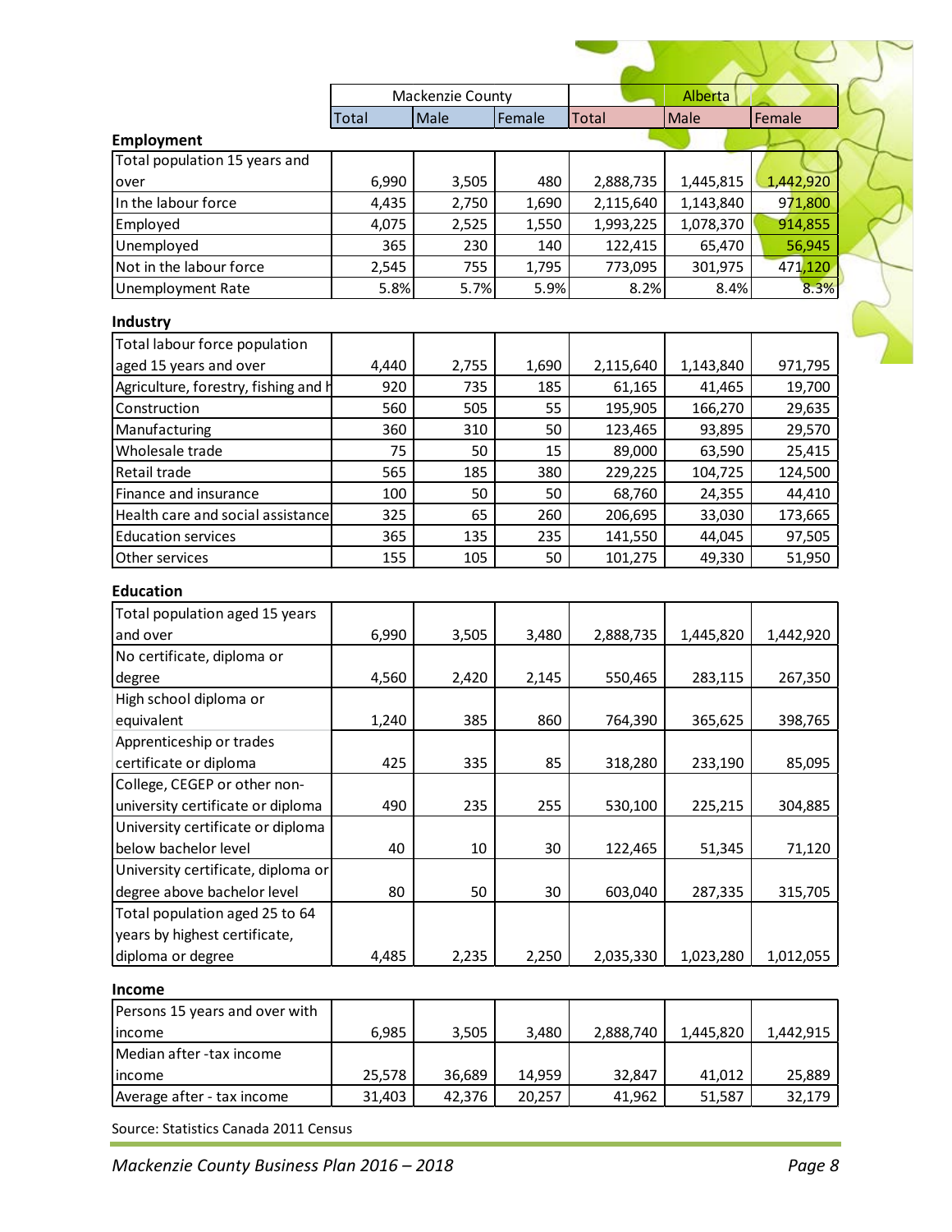| | Mackenzie County | | | Alberta | | |
|---|---|---|---|---|---|---|
| | Total | Male | Female | Total | Male | Female |
| **Employment** | | | | | | |
| Total population 15 years and over | 6,990 | 3,505 | 480 | 2,888,735 | 1,445,815 | 1,442,920 |
| In the labour force | 4,435 | 2,750 | 1,690 | 2,115,640 | 1,143,840 | 971,800 |
| Employed | 4,075 | 2,525 | 1,550 | 1,993,225 | 1,078,370 | 914,855 |
| Unemployed | 365 | 230 | 140 | 122,415 | 65,470 | 56,945 |
| Not in the labour force | 2,545 | 755 | 1,795 | 773,095 | 301,975 | 471,120 |
| Unemployment Rate | 5.8% | 5.7% | 5.9% | 8.2% | 8.4% | 8.3% |
| **Industry** | | | | | | |
| Total labour force population aged 15 years and over | 4,440 | 2,755 | 1,690 | 2,115,640 | 1,143,840 | 971,795 |
| Agriculture, forestry, fishing and h | 920 | 735 | 185 | 61,165 | 41,465 | 19,700 |
| Construction | 560 | 505 | 55 | 195,905 | 166,270 | 29,635 |
| Manufacturing | 360 | 310 | 50 | 123,465 | 93,895 | 29,570 |
| Wholesale trade | 75 | 50 | 15 | 89,000 | 63,590 | 25,415 |
| Retail trade | 565 | 185 | 380 | 229,225 | 104,725 | 124,500 |
| Finance and insurance | 100 | 50 | 50 | 68,760 | 24,355 | 44,410 |
| Health care and social assistance | 325 | 65 | 260 | 206,695 | 33,030 | 173,665 |
| Education services | 365 | 135 | 235 | 141,550 | 44,045 | 97,505 |
| Other services | 155 | 105 | 50 | 101,275 | 49,330 | 51,950 |
| **Education** | | | | | | |
| Total population aged 15 years and over | 6,990 | 3,505 | 3,480 | 2,888,735 | 1,445,820 | 1,442,920 |
| No certificate, diploma or degree | 4,560 | 2,420 | 2,145 | 550,465 | 283,115 | 267,350 |
| High school diploma or equivalent | 1,240 | 385 | 860 | 764,390 | 365,625 | 398,765 |
| Apprenticeship or trades certificate or diploma | 425 | 335 | 85 | 318,280 | 233,190 | 85,095 |
| College, CEGEP or other non-university certificate or diploma | 490 | 235 | 255 | 530,100 | 225,215 | 304,885 |
| University certificate or diploma below bachelor level | 40 | 10 | 30 | 122,465 | 51,345 | 71,120 |
| University certificate, diploma or degree above bachelor level | 80 | 50 | 30 | 603,040 | 287,335 | 315,705 |
| Total population aged 25 to 64 years by highest certificate, diploma or degree | 4,485 | 2,235 | 2,250 | 2,035,330 | 1,023,280 | 1,012,055 |
| **Income** | | | | | | |
| Persons 15 years and over with income | 6,985 | 3,505 | 3,480 | 2,888,740 | 1,445,820 | 1,442,915 |
| Median after -tax income income | 25,578 | 36,689 | 14,959 | 32,847 | 41,012 | 25,889 |
| Average after - tax income | 31,403 | 42,376 | 20,257 | 41,962 | 51,587 | 32,179 |

Source: Statistics Canada 2011 Census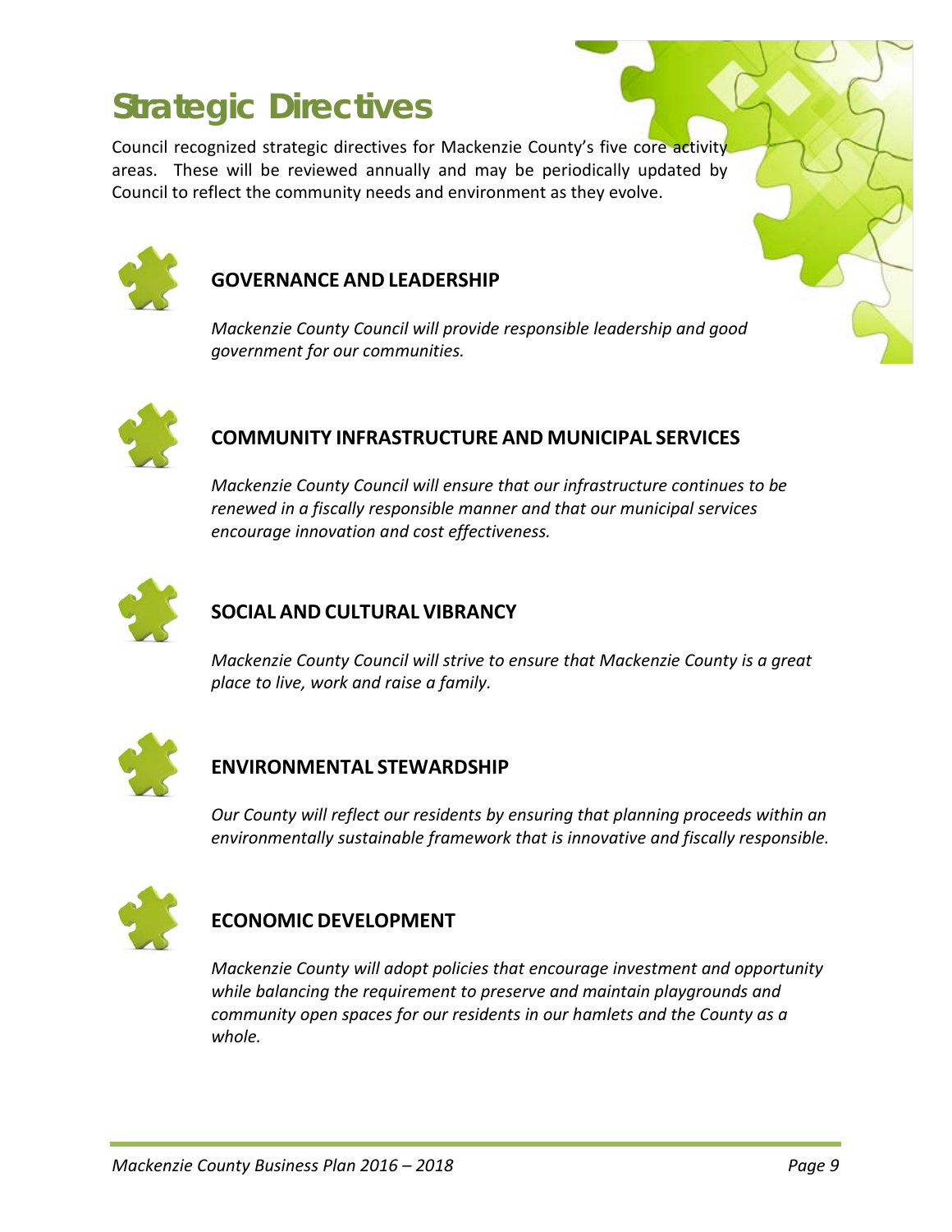# Strategic Directives

Council recognized strategic directives for Mackenzie County's five core activity areas. These will be reviewed annually and may be periodically updated by Council to reflect the community needs and environment as they evolve.

## GOVERNANCE AND LEADERSHIP

*Mackenzie County Council will provide responsible leadership and good government for our communities.*

## COMMUNITY INFRASTRUCTURE AND MUNICIPAL SERVICES

*Mackenzie County Council will ensure that our infrastructure continues to be renewed in a fiscally responsible manner and that our municipal services encourage innovation and cost effectiveness.*

## SOCIAL AND CULTURAL VIBRANCY

*Mackenzie County Council will strive to ensure that Mackenzie County is a great place to live, work and raise a family.*

## ENVIRONMENTAL STEWARDSHIP

*Our County will reflect our residents by ensuring that planning proceeds within an environmentally sustainable framework that is innovative and fiscally responsible.*

## ECONOMIC DEVELOPMENT

*Mackenzie County will adopt policies that encourage investment and opportunity while balancing the requirement to preserve and maintain playgrounds and community open spaces for our residents in our hamlets and the County as a whole.*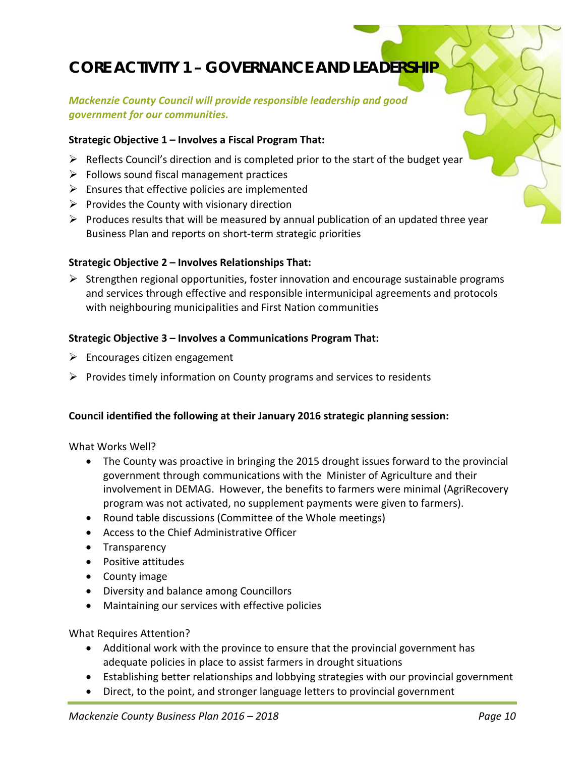# CORE ACTIVITY 1 – GOVERNANCE AND LEADERSHIP

***Mackenzie County Council will provide responsible leadership and good government for our communities.***

**Strategic Objective 1 – Involves a Fiscal Program That:**

- Reflects Council's direction and is completed prior to the start of the budget year
- Follows sound fiscal management practices
- Ensures that effective policies are implemented
- Provides the County with visionary direction
- Produces results that will be measured by annual publication of an updated three year Business Plan and reports on short-term strategic priorities

**Strategic Objective 2 – Involves Relationships That:**

- Strengthen regional opportunities, foster innovation and encourage sustainable programs and services through effective and responsible intermunicipal agreements and protocols with neighbouring municipalities and First Nation communities

**Strategic Objective 3 – Involves a Communications Program That:**

- Encourages citizen engagement
- Provides timely information on County programs and services to residents

**Council identified the following at their January 2016 strategic planning session:**

What Works Well?

- The County was proactive in bringing the 2015 drought issues forward to the provincial government through communications with the Minister of Agriculture and their involvement in DEMAG. However, the benefits to farmers were minimal (AgriRecovery program was not activated, no supplement payments were given to farmers).
- Round table discussions (Committee of the Whole meetings)
- Access to the Chief Administrative Officer
- Transparency
- Positive attitudes
- County image
- Diversity and balance among Councillors
- Maintaining our services with effective policies

What Requires Attention?

- Additional work with the province to ensure that the provincial government has adequate policies in place to assist farmers in drought situations
- Establishing better relationships and lobbying strategies with our provincial government
- Direct, to the point, and stronger language letters to provincial government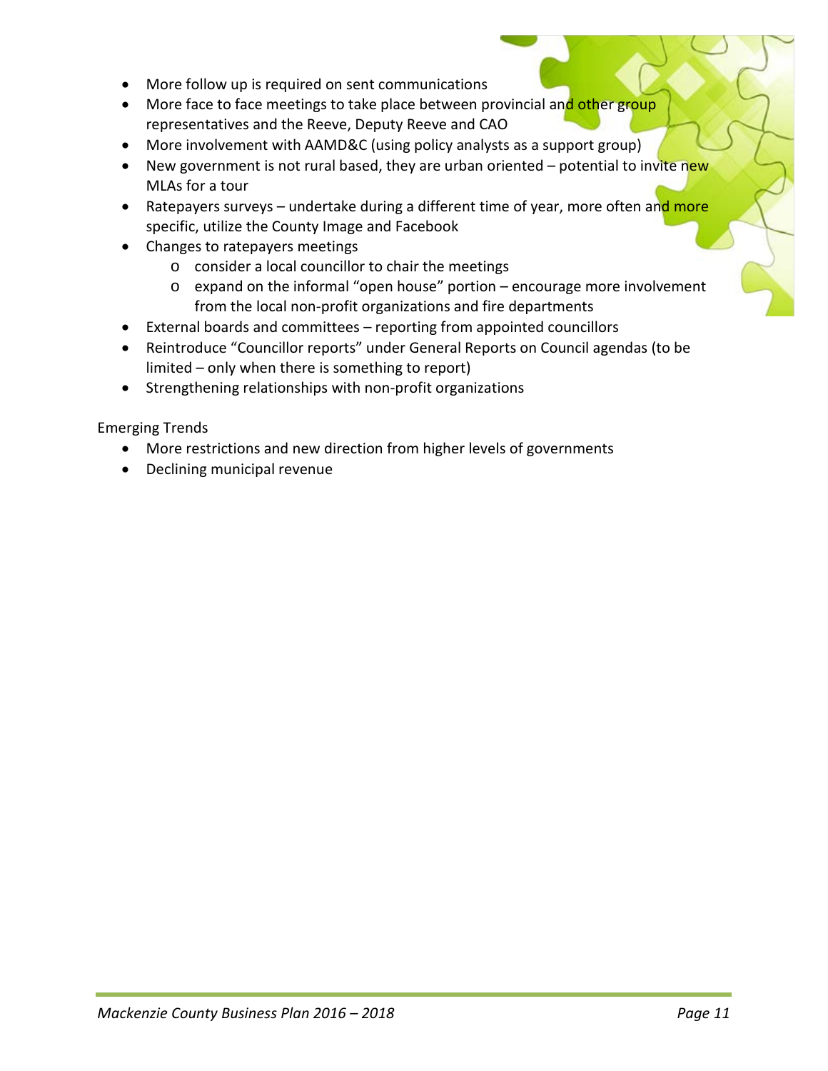- More follow up is required on sent communications
- More face to face meetings to take place between provincial and other group representatives and the Reeve, Deputy Reeve and CAO
- More involvement with AAMD&C (using policy analysts as a support group)
- New government is not rural based, they are urban oriented – potential to invite new MLAs for a tour
- Ratepayers surveys – undertake during a different time of year, more often and more specific, utilize the County Image and Facebook
- Changes to ratepayers meetings
  - consider a local councillor to chair the meetings
  - expand on the informal "open house" portion – encourage more involvement from the local non-profit organizations and fire departments
- External boards and committees – reporting from appointed councillors
- Reintroduce "Councillor reports" under General Reports on Council agendas (to be limited – only when there is something to report)
- Strengthening relationships with non-profit organizations

Emerging Trends

- More restrictions and new direction from higher levels of governments
- Declining municipal revenue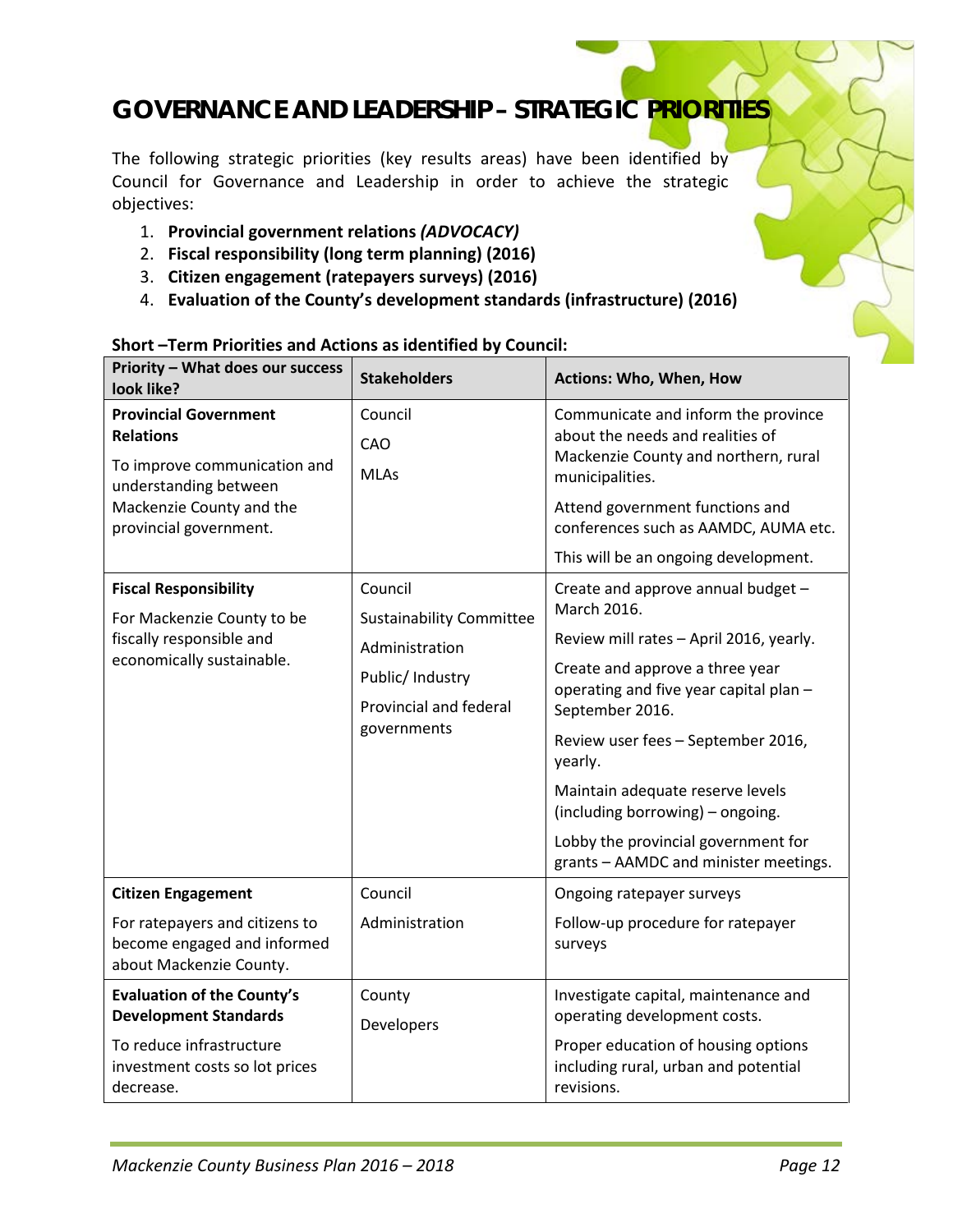# GOVERNANCE AND LEADERSHIP – STRATEGIC PRIORITIES

The following strategic priorities (key results areas) have been identified by Council for Governance and Leadership in order to achieve the strategic objectives:

1. **Provincial government relations *(ADVOCACY)***
2. **Fiscal responsibility (long term planning) (2016)**
3. **Citizen engagement (ratepayers surveys) (2016)**
4. **Evaluation of the County's development standards (infrastructure) (2016)**

**Short –Term Priorities and Actions as identified by Council:**

| Priority – What does our success look like? | Stakeholders | Actions: Who, When, How |
|---|---|---|
| **Provincial Government Relations**<br>To improve communication and understanding between Mackenzie County and the provincial government. | Council<br>CAO<br>MLAs | Communicate and inform the province about the needs and realities of Mackenzie County and northern, rural municipalities.<br>Attend government functions and conferences such as AAMDC, AUMA etc.<br>This will be an ongoing development. |
| **Fiscal Responsibility**<br>For Mackenzie County to be fiscally responsible and economically sustainable. | Council<br>Sustainability Committee<br>Administration<br>Public/ Industry<br>Provincial and federal governments | Create and approve annual budget – March 2016.<br>Review mill rates – April 2016, yearly.<br>Create and approve a three year operating and five year capital plan – September 2016.<br>Review user fees – September 2016, yearly.<br>Maintain adequate reserve levels (including borrowing) – ongoing.<br>Lobby the provincial government for grants – AAMDC and minister meetings. |
| **Citizen Engagement**<br>For ratepayers and citizens to become engaged and informed about Mackenzie County. | Council<br>Administration | Ongoing ratepayer surveys<br>Follow-up procedure for ratepayer surveys |
| **Evaluation of the County's Development Standards**<br>To reduce infrastructure investment costs so lot prices decrease. | County<br>Developers | Investigate capital, maintenance and operating development costs.<br>Proper education of housing options including rural, urban and potential revisions. |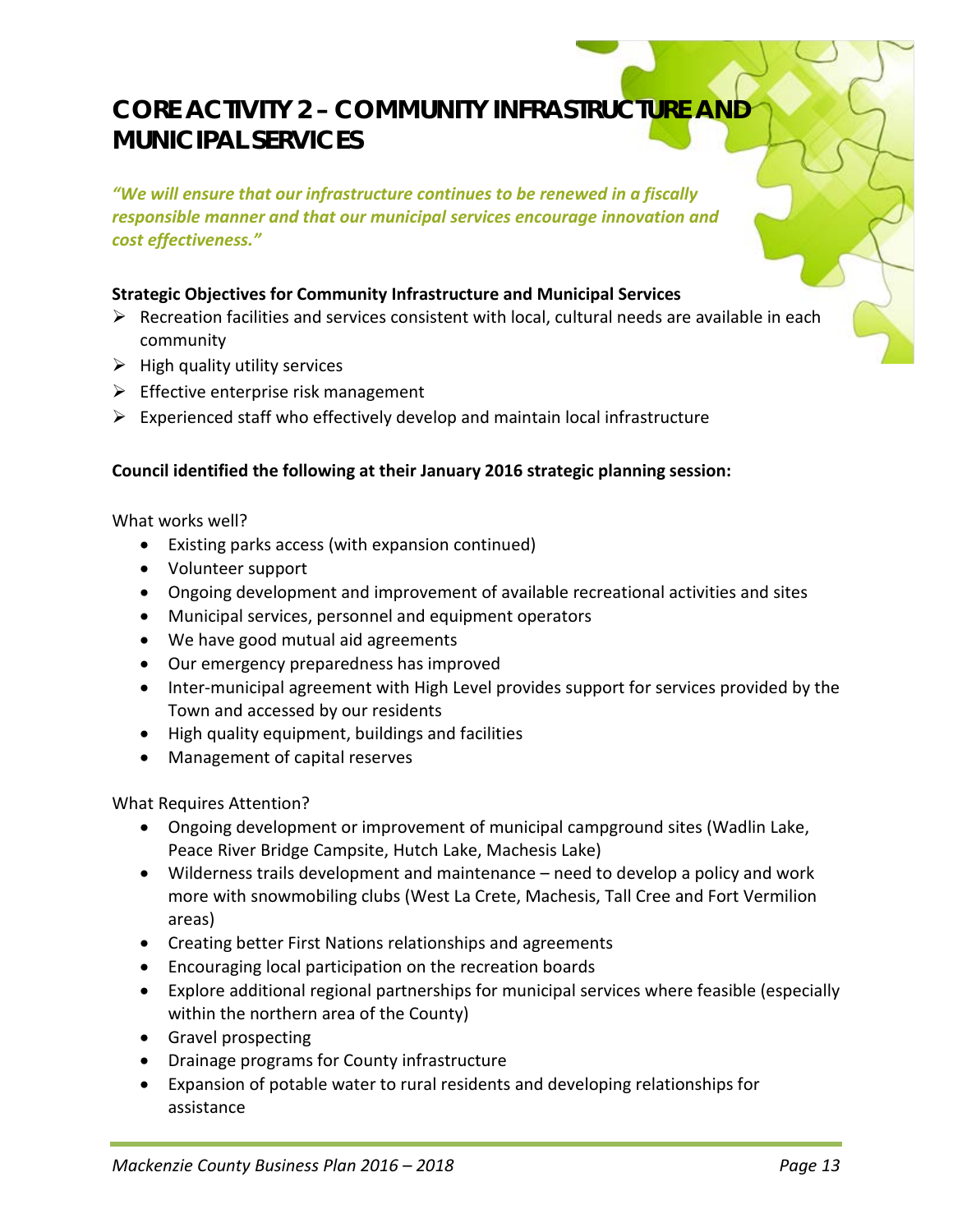# CORE ACTIVITY 2 – COMMUNITY INFRASTRUCTURE AND MUNICIPAL SERVICES

*"We will ensure that our infrastructure continues to be renewed in a fiscally responsible manner and that our municipal services encourage innovation and cost effectiveness."*

**Strategic Objectives for Community Infrastructure and Municipal Services**

- Recreation facilities and services consistent with local, cultural needs are available in each community
- High quality utility services
- Effective enterprise risk management
- Experienced staff who effectively develop and maintain local infrastructure

**Council identified the following at their January 2016 strategic planning session:**

What works well?

- Existing parks access (with expansion continued)
- Volunteer support
- Ongoing development and improvement of available recreational activities and sites
- Municipal services, personnel and equipment operators
- We have good mutual aid agreements
- Our emergency preparedness has improved
- Inter-municipal agreement with High Level provides support for services provided by the Town and accessed by our residents
- High quality equipment, buildings and facilities
- Management of capital reserves

What Requires Attention?

- Ongoing development or improvement of municipal campground sites (Wadlin Lake, Peace River Bridge Campsite, Hutch Lake, Machesis Lake)
- Wilderness trails development and maintenance – need to develop a policy and work more with snowmobiling clubs (West La Crete, Machesis, Tall Cree and Fort Vermilion areas)
- Creating better First Nations relationships and agreements
- Encouraging local participation on the recreation boards
- Explore additional regional partnerships for municipal services where feasible (especially within the northern area of the County)
- Gravel prospecting
- Drainage programs for County infrastructure
- Expansion of potable water to rural residents and developing relationships for assistance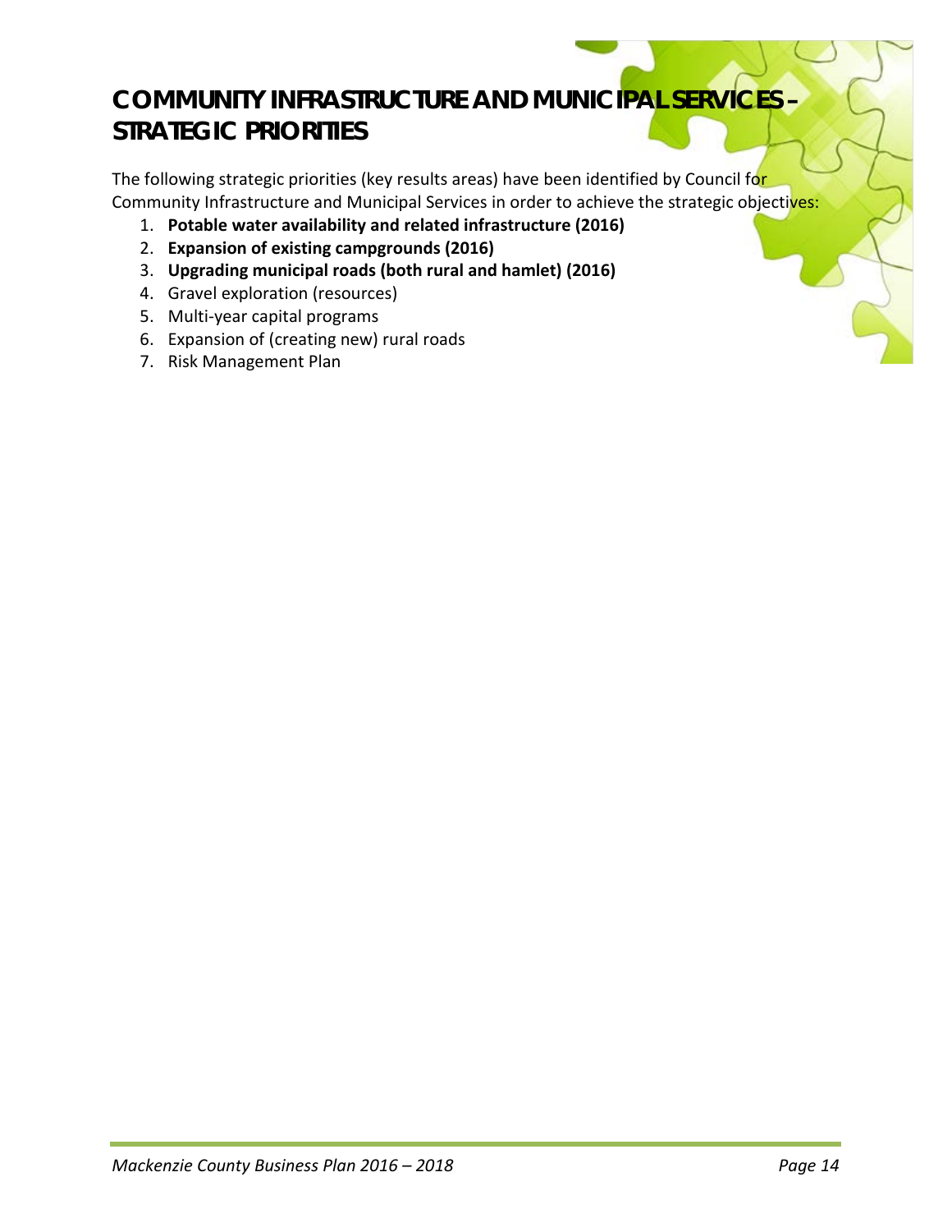# COMMUNITY INFRASTRUCTURE AND MUNICIPAL SERVICES – STRATEGIC PRIORITIES

The following strategic priorities (key results areas) have been identified by Council for Community Infrastructure and Municipal Services in order to achieve the strategic objectives:

1. **Potable water availability and related infrastructure (2016)**
2. **Expansion of existing campgrounds (2016)**
3. **Upgrading municipal roads (both rural and hamlet) (2016)**
4. Gravel exploration (resources)
5. Multi-year capital programs
6. Expansion of (creating new) rural roads
7. Risk Management Plan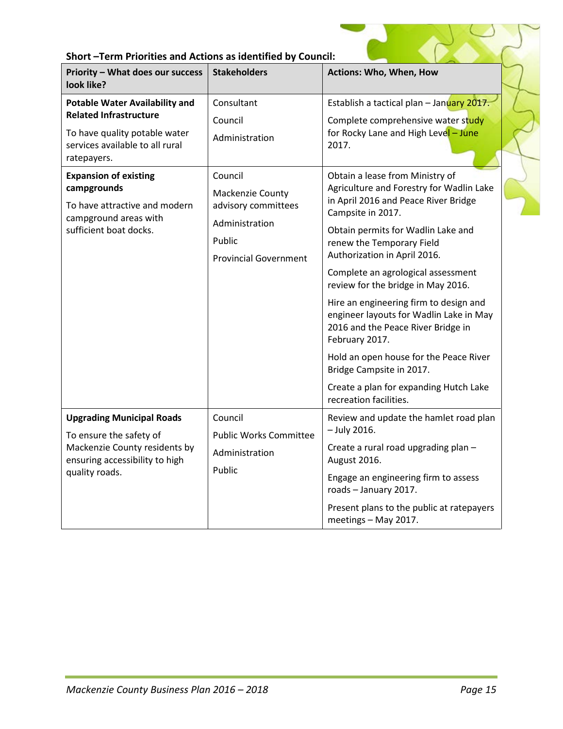### Short –Term Priorities and Actions as identified by Council:

| Priority – What does our success look like? | Stakeholders | Actions: Who, When, How |
|---|---|---|
| **Potable Water Availability and Related Infrastructure**<br>To have quality potable water services available to all rural ratepayers. | Consultant<br>Council<br>Administration | Establish a tactical plan – January 2017.<br>Complete comprehensive water study for Rocky Lane and High Level – June 2017. |
| **Expansion of existing campgrounds**<br>To have attractive and modern campground areas with sufficient boat docks. | Council<br>Mackenzie County advisory committees<br>Administration<br>Public<br>Provincial Government | Obtain a lease from Ministry of Agriculture and Forestry for Wadlin Lake in April 2016 and Peace River Bridge Campsite in 2017.<br>Obtain permits for Wadlin Lake and renew the Temporary Field Authorization in April 2016.<br>Complete an agrological assessment review for the bridge in May 2016.<br>Hire an engineering firm to design and engineer layouts for Wadlin Lake in May 2016 and the Peace River Bridge in February 2017.<br>Hold an open house for the Peace River Bridge Campsite in 2017.<br>Create a plan for expanding Hutch Lake recreation facilities. |
| **Upgrading Municipal Roads**<br>To ensure the safety of Mackenzie County residents by ensuring accessibility to high quality roads. | Council<br>Public Works Committee<br>Administration<br>Public | Review and update the hamlet road plan – July 2016.<br>Create a rural road upgrading plan – August 2016.<br>Engage an engineering firm to assess roads – January 2017.<br>Present plans to the public at ratepayers meetings – May 2017. |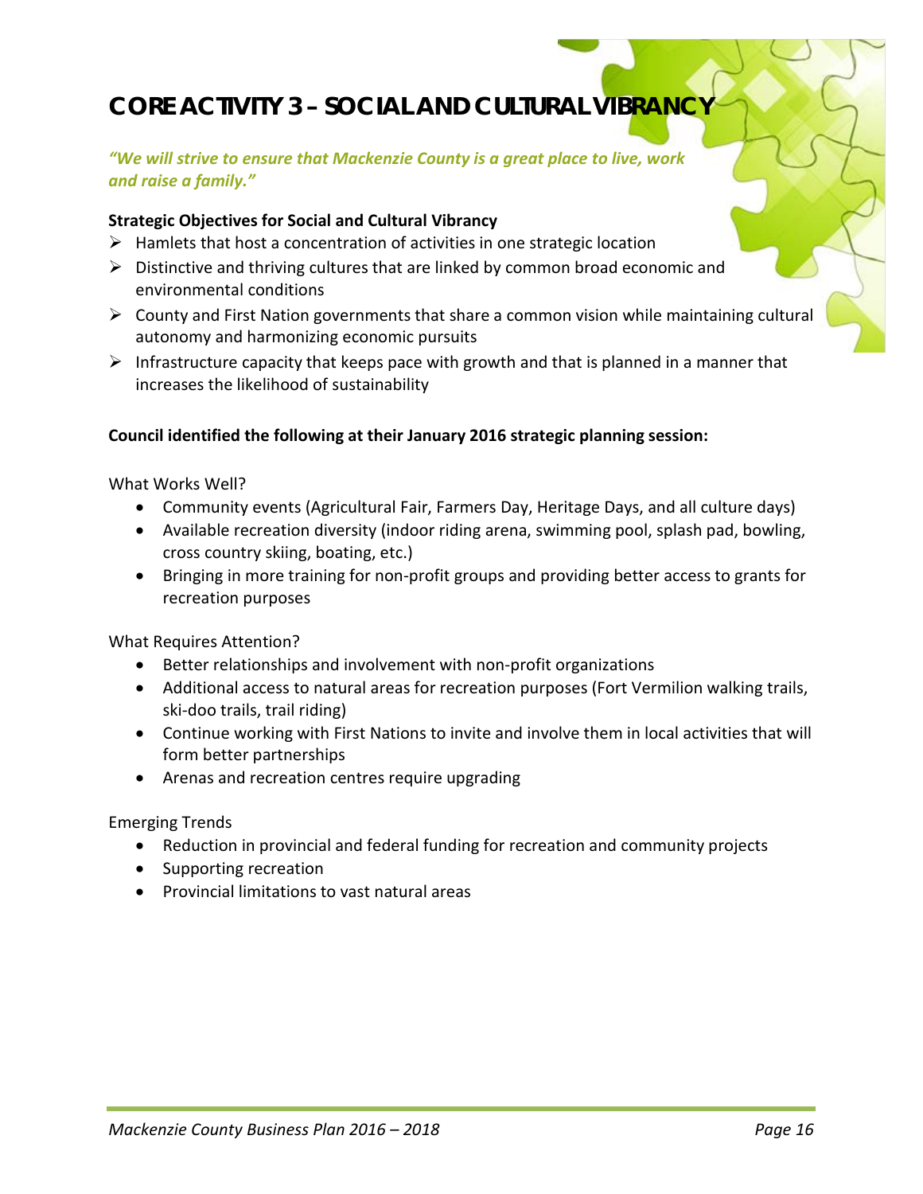# CORE ACTIVITY 3 – SOCIAL AND CULTURAL VIBRANCY

***"We will strive to ensure that Mackenzie County is a great place to live, work and raise a family."***

**Strategic Objectives for Social and Cultural Vibrancy**

- Hamlets that host a concentration of activities in one strategic location
- Distinctive and thriving cultures that are linked by common broad economic and environmental conditions
- County and First Nation governments that share a common vision while maintaining cultural autonomy and harmonizing economic pursuits
- Infrastructure capacity that keeps pace with growth and that is planned in a manner that increases the likelihood of sustainability

**Council identified the following at their January 2016 strategic planning session:**

What Works Well?

- Community events (Agricultural Fair, Farmers Day, Heritage Days, and all culture days)
- Available recreation diversity (indoor riding arena, swimming pool, splash pad, bowling, cross country skiing, boating, etc.)
- Bringing in more training for non-profit groups and providing better access to grants for recreation purposes

What Requires Attention?

- Better relationships and involvement with non-profit organizations
- Additional access to natural areas for recreation purposes (Fort Vermilion walking trails, ski-doo trails, trail riding)
- Continue working with First Nations to invite and involve them in local activities that will form better partnerships
- Arenas and recreation centres require upgrading

Emerging Trends

- Reduction in provincial and federal funding for recreation and community projects
- Supporting recreation
- Provincial limitations to vast natural areas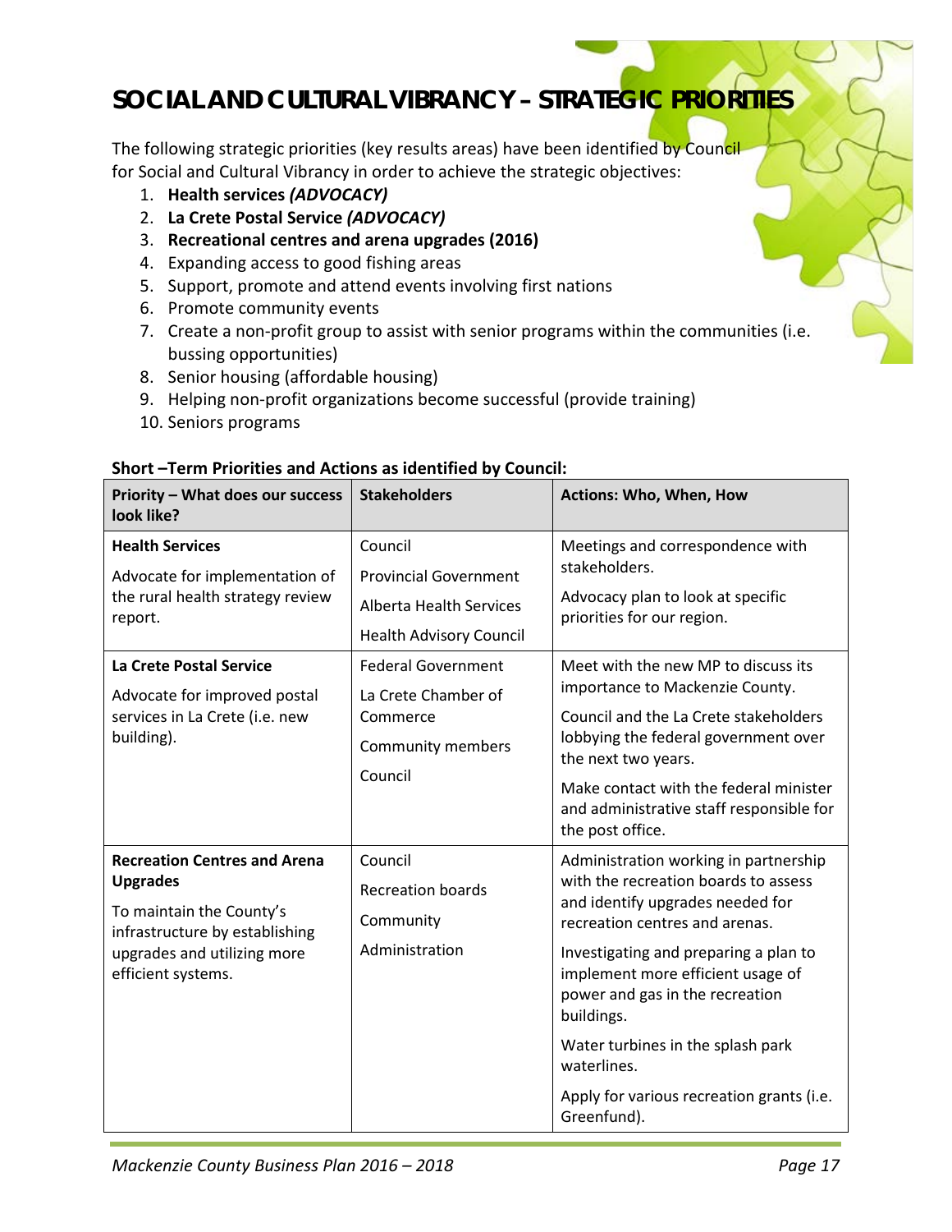# SOCIAL AND CULTURAL VIBRANCY – STRATEGIC PRIORITIES

The following strategic priorities (key results areas) have been identified by Council for Social and Cultural Vibrancy in order to achieve the strategic objectives:

1. **Health services *(ADVOCACY)***
2. **La Crete Postal Service *(ADVOCACY)***
3. **Recreational centres and arena upgrades (2016)**
4. Expanding access to good fishing areas
5. Support, promote and attend events involving first nations
6. Promote community events
7. Create a non-profit group to assist with senior programs within the communities (i.e. bussing opportunities)
8. Senior housing (affordable housing)
9. Helping non-profit organizations become successful (provide training)
10. Seniors programs

**Short –Term Priorities and Actions as identified by Council:**

| Priority – What does our success look like? | Stakeholders | Actions: Who, When, How |
|---|---|---|
| **Health Services**<br>Advocate for implementation of the rural health strategy review report. | Council<br>Provincial Government<br>Alberta Health Services<br>Health Advisory Council | Meetings and correspondence with stakeholders.<br>Advocacy plan to look at specific priorities for our region. |
| **La Crete Postal Service**<br>Advocate for improved postal services in La Crete (i.e. new building). | Federal Government<br>La Crete Chamber of Commerce<br>Community members<br>Council | Meet with the new MP to discuss its importance to Mackenzie County.<br>Council and the La Crete stakeholders lobbying the federal government over the next two years.<br>Make contact with the federal minister and administrative staff responsible for the post office. |
| **Recreation Centres and Arena Upgrades**<br>To maintain the County's infrastructure by establishing upgrades and utilizing more efficient systems. | Council<br>Recreation boards<br>Community<br>Administration | Administration working in partnership with the recreation boards to assess and identify upgrades needed for recreation centres and arenas.<br>Investigating and preparing a plan to implement more efficient usage of power and gas in the recreation buildings.<br>Water turbines in the splash park waterlines.<br>Apply for various recreation grants (i.e. Greenfund). |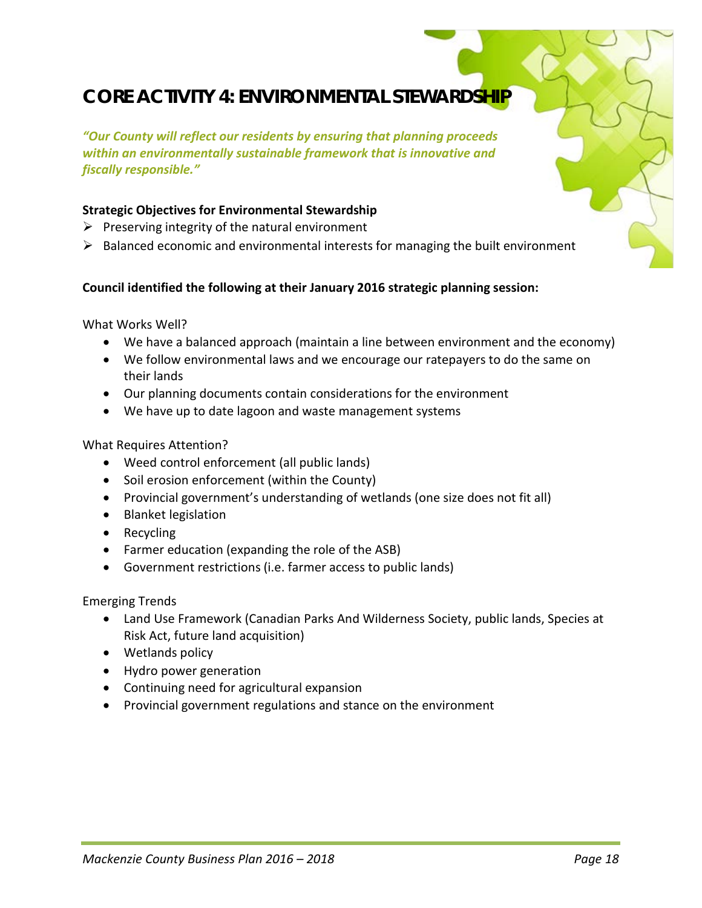# CORE ACTIVITY 4: ENVIRONMENTAL STEWARDSHIP

***"Our County will reflect our residents by ensuring that planning proceeds within an environmentally sustainable framework that is innovative and fiscally responsible."***

**Strategic Objectives for Environmental Stewardship**

- Preserving integrity of the natural environment
- Balanced economic and environmental interests for managing the built environment

**Council identified the following at their January 2016 strategic planning session:**

What Works Well?

- We have a balanced approach (maintain a line between environment and the economy)
- We follow environmental laws and we encourage our ratepayers to do the same on their lands
- Our planning documents contain considerations for the environment
- We have up to date lagoon and waste management systems

What Requires Attention?

- Weed control enforcement (all public lands)
- Soil erosion enforcement (within the County)
- Provincial government's understanding of wetlands (one size does not fit all)
- Blanket legislation
- Recycling
- Farmer education (expanding the role of the ASB)
- Government restrictions (i.e. farmer access to public lands)

Emerging Trends

- Land Use Framework (Canadian Parks And Wilderness Society, public lands, Species at Risk Act, future land acquisition)
- Wetlands policy
- Hydro power generation
- Continuing need for agricultural expansion
- Provincial government regulations and stance on the environment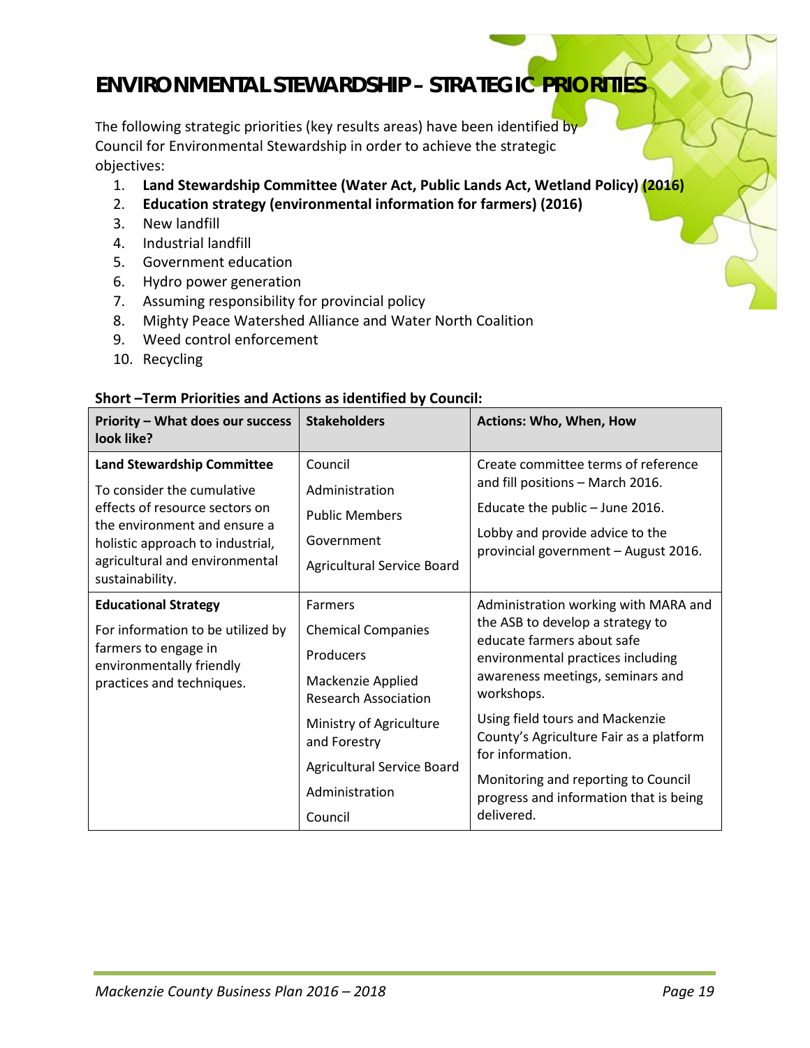# ENVIRONMENTAL STEWARDSHIP – STRATEGIC PRIORITIES

The following strategic priorities (key results areas) have been identified by Council for Environmental Stewardship in order to achieve the strategic objectives:

1. **Land Stewardship Committee (Water Act, Public Lands Act, Wetland Policy) (2016)**
2. **Education strategy (environmental information for farmers) (2016)**
3. New landfill
4. Industrial landfill
5. Government education
6. Hydro power generation
7. Assuming responsibility for provincial policy
8. Mighty Peace Watershed Alliance and Water North Coalition
9. Weed control enforcement
10. Recycling

**Short –Term Priorities and Actions as identified by Council:**

| Priority – What does our success look like? | Stakeholders | Actions: Who, When, How |
|---|---|---|
| **Land Stewardship Committee**<br><br>To consider the cumulative effects of resource sectors on the environment and ensure a holistic approach to industrial, agricultural and environmental sustainability. | Council<br><br>Administration<br><br>Public Members<br><br>Government<br><br>Agricultural Service Board | Create committee terms of reference and fill positions – March 2016.<br><br>Educate the public – June 2016.<br><br>Lobby and provide advice to the provincial government – August 2016. |
| **Educational Strategy**<br><br>For information to be utilized by farmers to engage in environmentally friendly practices and techniques. | Farmers<br><br>Chemical Companies<br><br>Producers<br><br>Mackenzie Applied Research Association<br><br>Ministry of Agriculture and Forestry<br><br>Agricultural Service Board<br><br>Administration<br><br>Council | Administration working with MARA and the ASB to develop a strategy to educate farmers about safe environmental practices including awareness meetings, seminars and workshops.<br><br>Using field tours and Mackenzie County's Agriculture Fair as a platform for information.<br><br>Monitoring and reporting to Council progress and information that is being delivered. |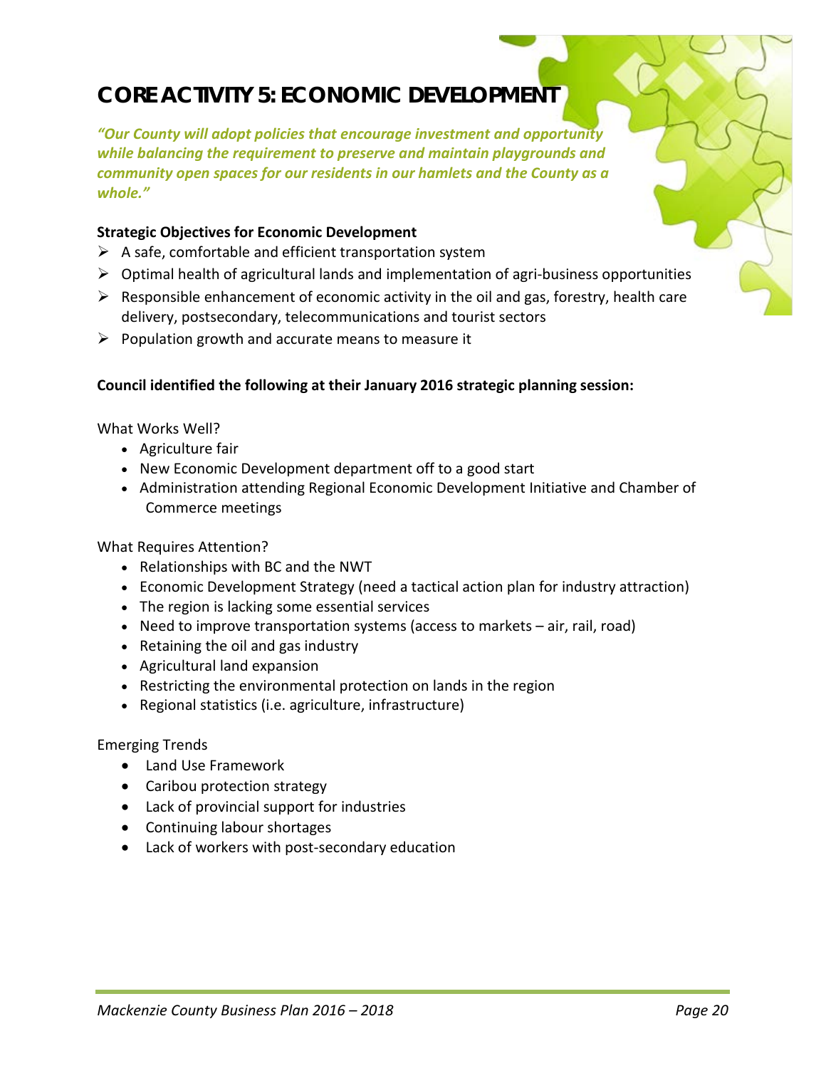# CORE ACTIVITY 5: ECONOMIC DEVELOPMENT

***"Our County will adopt policies that encourage investment and opportunity while balancing the requirement to preserve and maintain playgrounds and community open spaces for our residents in our hamlets and the County as a whole."***

**Strategic Objectives for Economic Development**

- A safe, comfortable and efficient transportation system
- Optimal health of agricultural lands and implementation of agri-business opportunities
- Responsible enhancement of economic activity in the oil and gas, forestry, health care delivery, postsecondary, telecommunications and tourist sectors
- Population growth and accurate means to measure it

**Council identified the following at their January 2016 strategic planning session:**

What Works Well?

- Agriculture fair
- New Economic Development department off to a good start
- Administration attending Regional Economic Development Initiative and Chamber of Commerce meetings

What Requires Attention?

- Relationships with BC and the NWT
- Economic Development Strategy (need a tactical action plan for industry attraction)
- The region is lacking some essential services
- Need to improve transportation systems (access to markets – air, rail, road)
- Retaining the oil and gas industry
- Agricultural land expansion
- Restricting the environmental protection on lands in the region
- Regional statistics (i.e. agriculture, infrastructure)

Emerging Trends

- Land Use Framework
- Caribou protection strategy
- Lack of provincial support for industries
- Continuing labour shortages
- Lack of workers with post-secondary education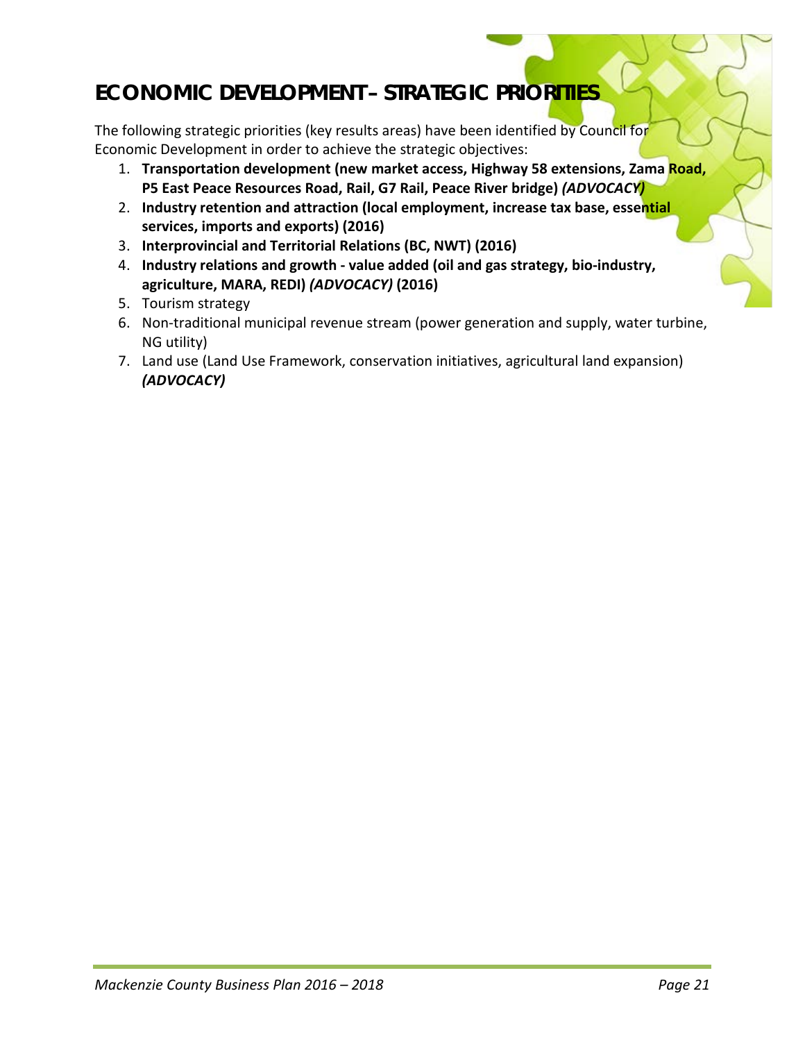# ECONOMIC DEVELOPMENT – STRATEGIC PRIORITIES

The following strategic priorities (key results areas) have been identified by Council for Economic Development in order to achieve the strategic objectives:

1. **Transportation development (new market access, Highway 58 extensions, Zama Road, P5 East Peace Resources Road, Rail, G7 Rail, Peace River bridge) *(ADVOCACY)***
2. **Industry retention and attraction (local employment, increase tax base, essential services, imports and exports) (2016)**
3. **Interprovincial and Territorial Relations (BC, NWT) (2016)**
4. **Industry relations and growth - value added (oil and gas strategy, bio-industry, agriculture, MARA, REDI) *(ADVOCACY)* (2016)**
5. Tourism strategy
6. Non-traditional municipal revenue stream (power generation and supply, water turbine, NG utility)
7. Land use (Land Use Framework, conservation initiatives, agricultural land expansion) ***(ADVOCACY)***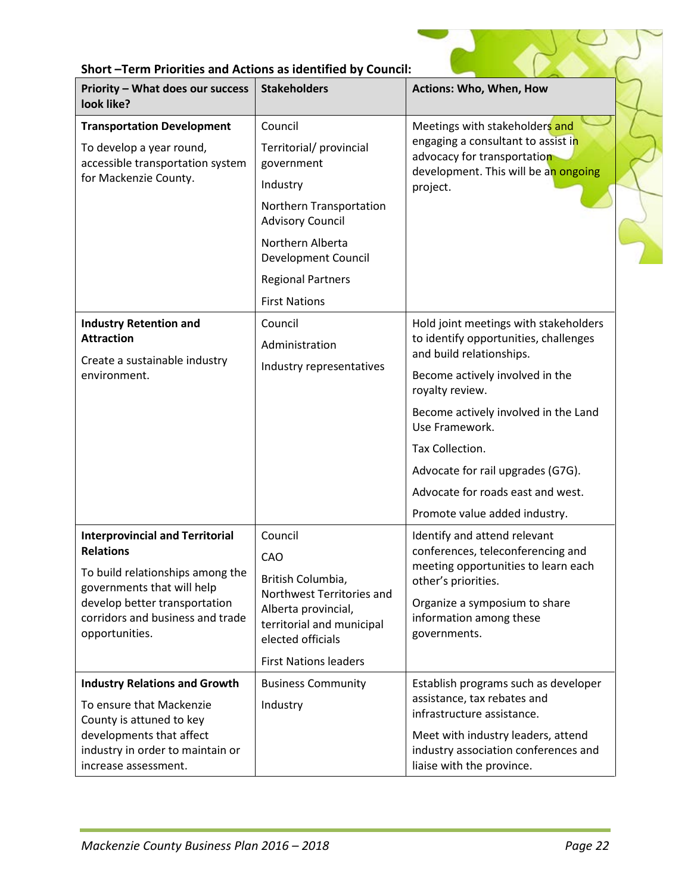**Short –Term Priorities and Actions as identified by Council:**

| Priority – What does our success look like? | Stakeholders | Actions: Who, When, How |
|---|---|---|
| **Transportation Development**<br>To develop a year round, accessible transportation system for Mackenzie County. | Council<br>Territorial/ provincial government<br>Industry<br>Northern Transportation Advisory Council<br>Northern Alberta Development Council<br>Regional Partners<br>First Nations | Meetings with stakeholders and engaging a consultant to assist in advocacy for transportation development. This will be an ongoing project. |
| **Industry Retention and Attraction**<br>Create a sustainable industry environment. | Council<br>Administration<br>Industry representatives | Hold joint meetings with stakeholders to identify opportunities, challenges and build relationships.<br>Become actively involved in the royalty review.<br>Become actively involved in the Land Use Framework.<br>Tax Collection.<br>Advocate for rail upgrades (G7G).<br>Advocate for roads east and west.<br>Promote value added industry. |
| **Interprovincial and Territorial Relations**<br>To build relationships among the governments that will help develop better transportation corridors and business and trade opportunities. | Council<br>CAO<br>British Columbia, Northwest Territories and Alberta provincial, territorial and municipal elected officials<br>First Nations leaders | Identify and attend relevant conferences, teleconferencing and meeting opportunities to learn each other's priorities.<br>Organize a symposium to share information among these governments. |
| **Industry Relations and Growth**<br>To ensure that Mackenzie County is attuned to key developments that affect industry in order to maintain or increase assessment. | Business Community<br>Industry | Establish programs such as developer assistance, tax rebates and infrastructure assistance.<br>Meet with industry leaders, attend industry association conferences and liaise with the province. |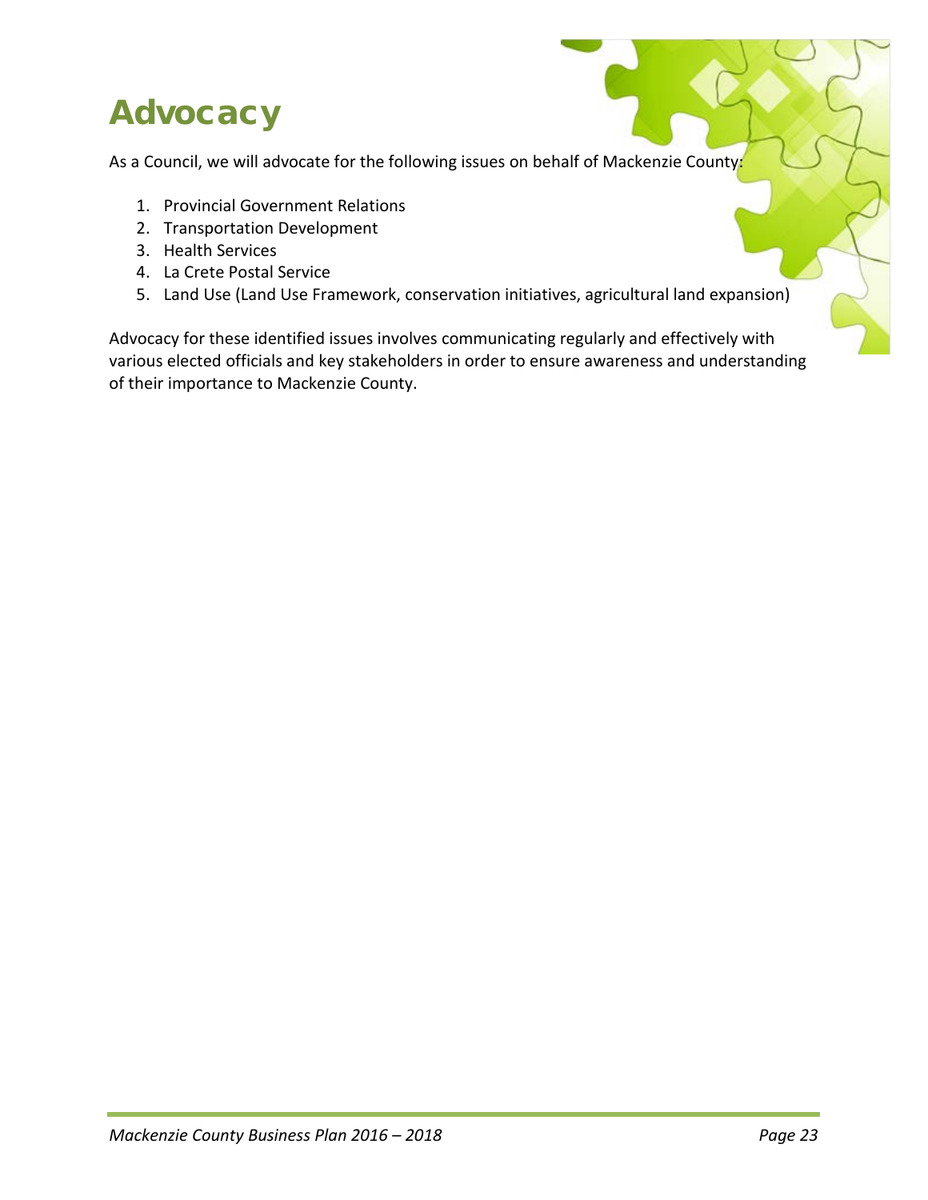# Advocacy

As a Council, we will advocate for the following issues on behalf of Mackenzie County:

1. Provincial Government Relations
2. Transportation Development
3. Health Services
4. La Crete Postal Service
5. Land Use (Land Use Framework, conservation initiatives, agricultural land expansion)

Advocacy for these identified issues involves communicating regularly and effectively with various elected officials and key stakeholders in order to ensure awareness and understanding of their importance to Mackenzie County.